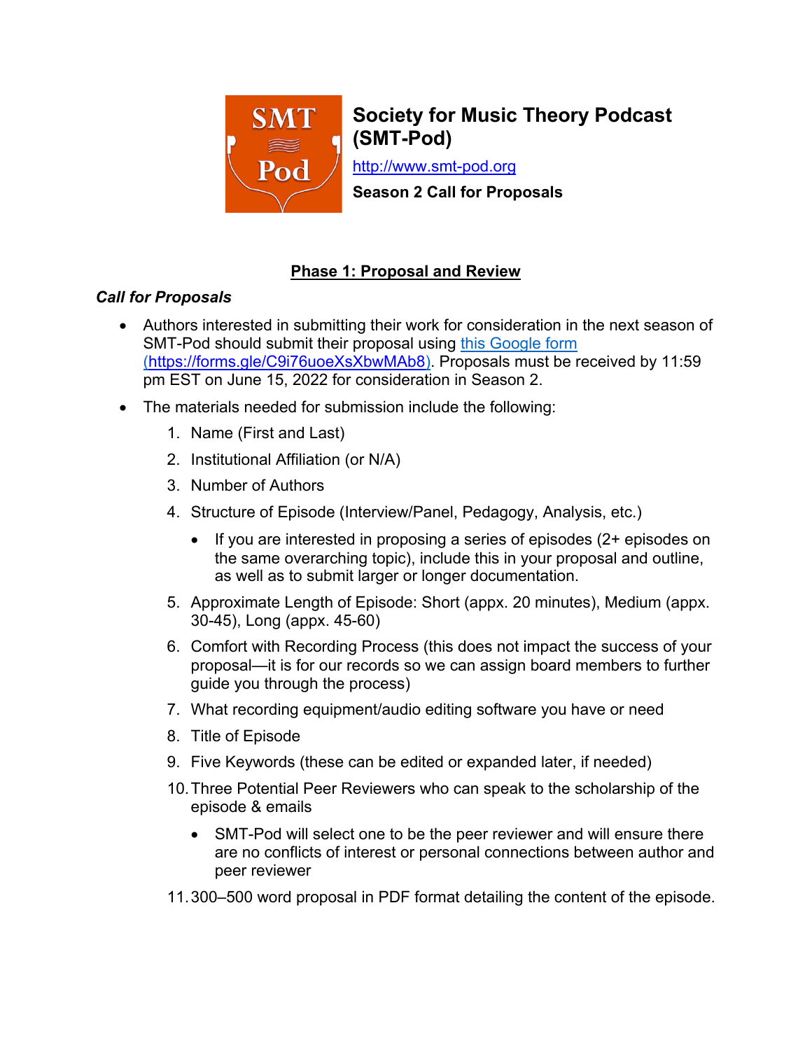# Society for Music Theory Podcast (SMT-Pod)

http://www.smt-pod.org

**Season 2 Call for Proposals**

## Phase 1: Proposal and Review

### *Call for Proposals*

- Authors interested in submitting their work for consideration in the next season of SMT-Pod should submit their proposal using [this Google form (https://forms.gle/C9i76uoeXsXbwMAb8)](https://forms.gle/C9i76uoeXsXbwMAb8). Proposals must be received by 11:59 pm EST on June 15, 2022 for consideration in Season 2.
- The materials needed for submission include the following:
  1. Name (First and Last)
  2. Institutional Affiliation (or N/A)
  3. Number of Authors
  4. Structure of Episode (Interview/Panel, Pedagogy, Analysis, etc.)
     - If you are interested in proposing a series of episodes (2+ episodes on the same overarching topic), include this in your proposal and outline, as well as to submit larger or longer documentation.
  5. Approximate Length of Episode: Short (appx. 20 minutes), Medium (appx. 30-45), Long (appx. 45-60)
  6. Comfort with Recording Process (this does not impact the success of your proposal—it is for our records so we can assign board members to further guide you through the process)
  7. What recording equipment/audio editing software you have or need
  8. Title of Episode
  9. Five Keywords (these can be edited or expanded later, if needed)
  10. Three Potential Peer Reviewers who can speak to the scholarship of the episode & emails
      - SMT-Pod will select one to be the peer reviewer and will ensure there are no conflicts of interest or personal connections between author and peer reviewer
  11. 300–500 word proposal in PDF format detailing the content of the episode.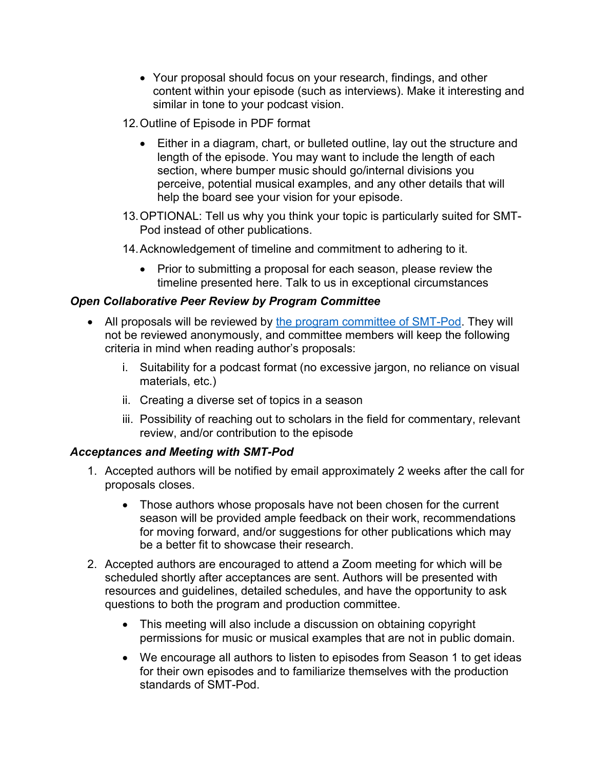- Your proposal should focus on your research, findings, and other content within your episode (such as interviews). Make it interesting and similar in tone to your podcast vision.

12. Outline of Episode in PDF format
    - Either in a diagram, chart, or bulleted outline, lay out the structure and length of the episode. You may want to include the length of each section, where bumper music should go/internal divisions you perceive, potential musical examples, and any other details that will help the board see your vision for your episode.
13. OPTIONAL: Tell us why you think your topic is particularly suited for SMT-Pod instead of other publications.
14. Acknowledgement of timeline and commitment to adhering to it.
    - Prior to submitting a proposal for each season, please review the timeline presented here. Talk to us in exceptional circumstances

### *Open Collaborative Peer Review by Program Committee*

- All proposals will be reviewed by [the program committee of SMT-Pod](). They will not be reviewed anonymously, and committee members will keep the following criteria in mind when reading author's proposals:
    - i. Suitability for a podcast format (no excessive jargon, no reliance on visual materials, etc.)
    - ii. Creating a diverse set of topics in a season
    - iii. Possibility of reaching out to scholars in the field for commentary, relevant review, and/or contribution to the episode

### *Acceptances and Meeting with SMT-Pod*

1. Accepted authors will be notified by email approximately 2 weeks after the call for proposals closes.
    - Those authors whose proposals have not been chosen for the current season will be provided ample feedback on their work, recommendations for moving forward, and/or suggestions for other publications which may be a better fit to showcase their research.
2. Accepted authors are encouraged to attend a Zoom meeting for which will be scheduled shortly after acceptances are sent. Authors will be presented with resources and guidelines, detailed schedules, and have the opportunity to ask questions to both the program and production committee.
    - This meeting will also include a discussion on obtaining copyright permissions for music or musical examples that are not in public domain.
    - We encourage all authors to listen to episodes from Season 1 to get ideas for their own episodes and to familiarize themselves with the production standards of SMT-Pod.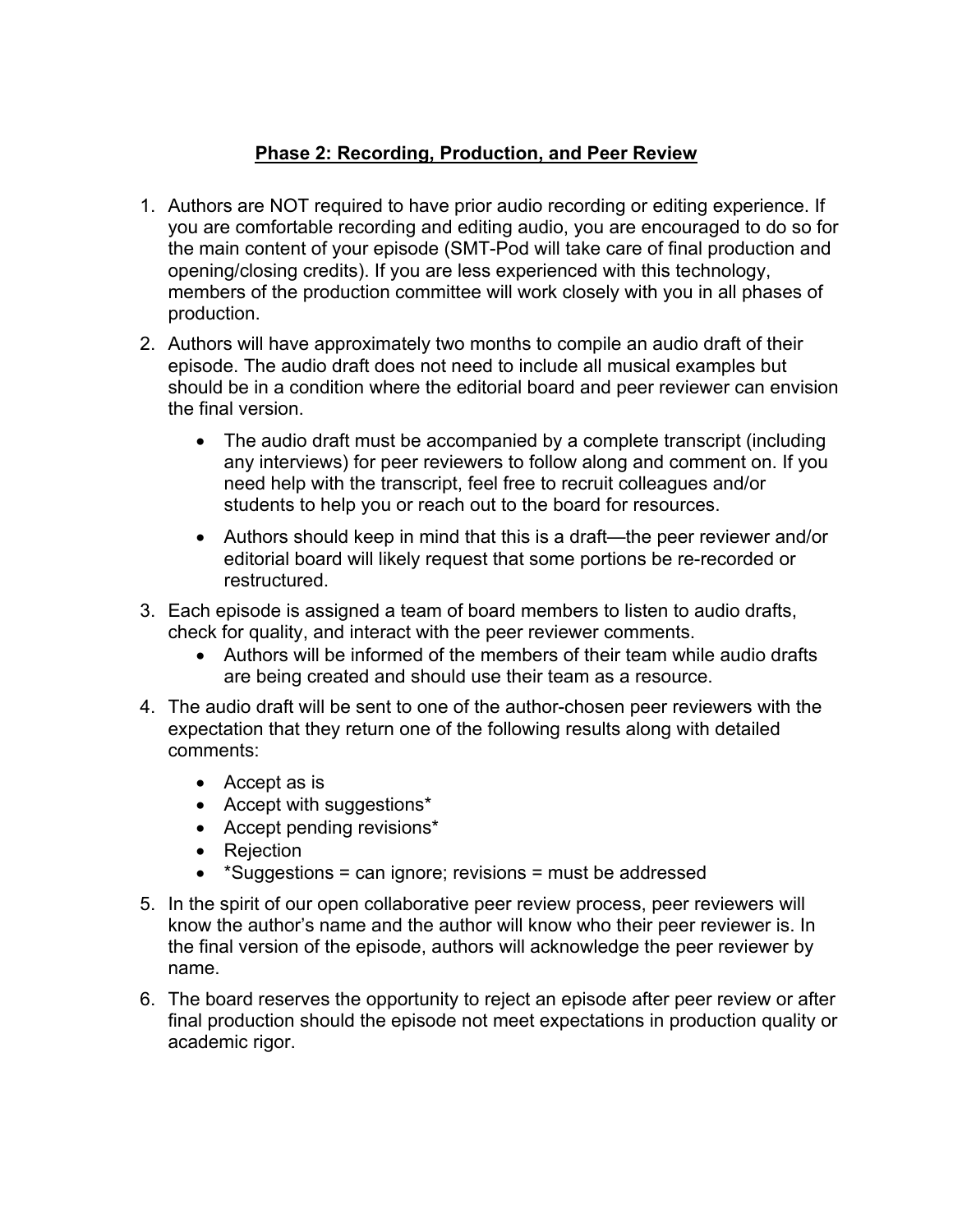## Phase 2: Recording, Production, and Peer Review

1. Authors are NOT required to have prior audio recording or editing experience. If you are comfortable recording and editing audio, you are encouraged to do so for the main content of your episode (SMT-Pod will take care of final production and opening/closing credits). If you are less experienced with this technology, members of the production committee will work closely with you in all phases of production.
2. Authors will have approximately two months to compile an audio draft of their episode. The audio draft does not need to include all musical examples but should be in a condition where the editorial board and peer reviewer can envision the final version.
    - The audio draft must be accompanied by a complete transcript (including any interviews) for peer reviewers to follow along and comment on. If you need help with the transcript, feel free to recruit colleagues and/or students to help you or reach out to the board for resources.
    - Authors should keep in mind that this is a draft—the peer reviewer and/or editorial board will likely request that some portions be re-recorded or restructured.
3. Each episode is assigned a team of board members to listen to audio drafts, check for quality, and interact with the peer reviewer comments.
    - Authors will be informed of the members of their team while audio drafts are being created and should use their team as a resource.
4. The audio draft will be sent to one of the author-chosen peer reviewers with the expectation that they return one of the following results along with detailed comments:
    - Accept as is
    - Accept with suggestions*
    - Accept pending revisions*
    - Rejection
    - *Suggestions = can ignore; revisions = must be addressed
5. In the spirit of our open collaborative peer review process, peer reviewers will know the author's name and the author will know who their peer reviewer is. In the final version of the episode, authors will acknowledge the peer reviewer by name.
6. The board reserves the opportunity to reject an episode after peer review or after final production should the episode not meet expectations in production quality or academic rigor.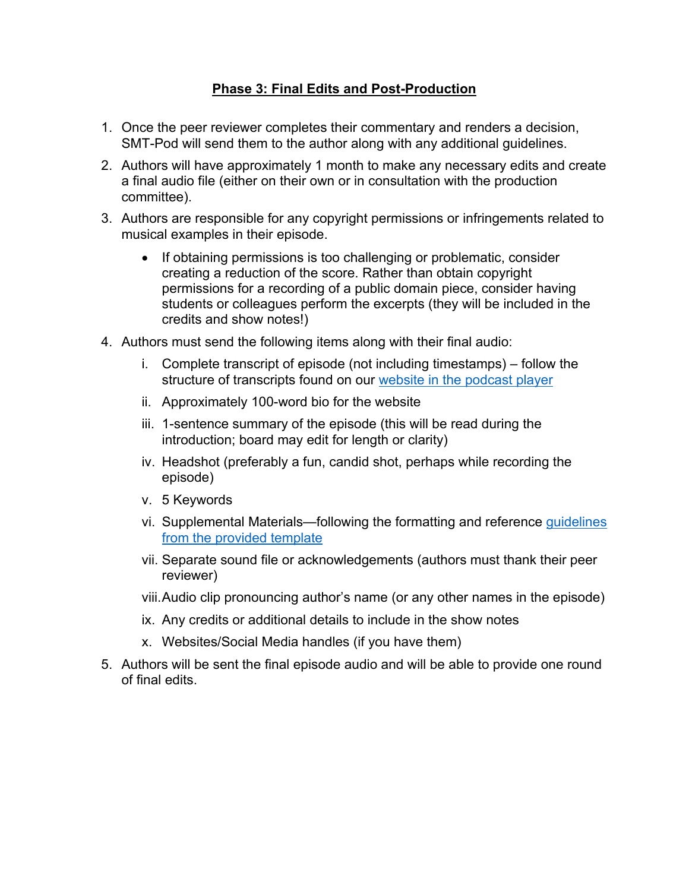## **Phase 3: Final Edits and Post-Production**

1. Once the peer reviewer completes their commentary and renders a decision, SMT-Pod will send them to the author along with any additional guidelines.
2. Authors will have approximately 1 month to make any necessary edits and create a final audio file (either on their own or in consultation with the production committee).
3. Authors are responsible for any copyright permissions or infringements related to musical examples in their episode.
   - If obtaining permissions is too challenging or problematic, consider creating a reduction of the score. Rather than obtain copyright permissions for a recording of a public domain piece, consider having students or colleagues perform the excerpts (they will be included in the credits and show notes!)
4. Authors must send the following items along with their final audio:
   i. Complete transcript of episode (not including timestamps) – follow the structure of transcripts found on our website in the podcast player
   ii. Approximately 100-word bio for the website
   iii. 1-sentence summary of the episode (this will be read during the introduction; board may edit for length or clarity)
   iv. Headshot (preferably a fun, candid shot, perhaps while recording the episode)
   v. 5 Keywords
   vi. Supplemental Materials—following the formatting and reference guidelines from the provided template
   vii. Separate sound file or acknowledgements (authors must thank their peer reviewer)
   viii. Audio clip pronouncing author's name (or any other names in the episode)
   ix. Any credits or additional details to include in the show notes
   x. Websites/Social Media handles (if you have them)
5. Authors will be sent the final episode audio and will be able to provide one round of final edits.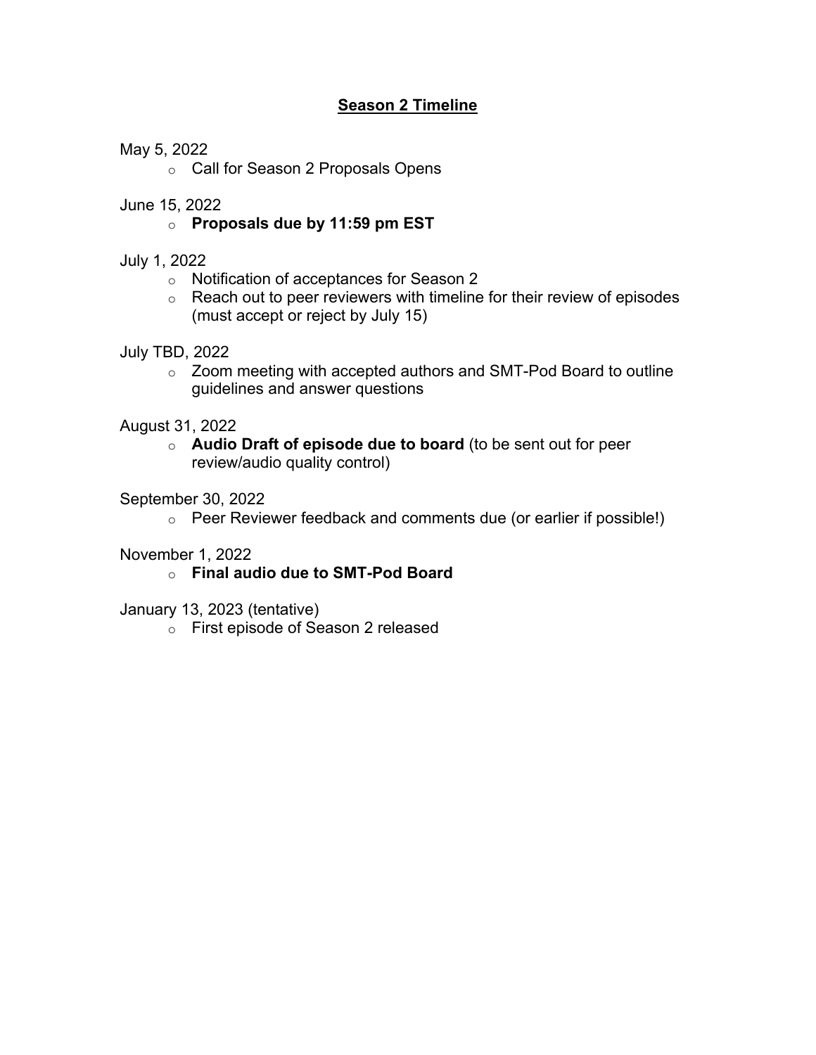## **Season 2 Timeline**

May 5, 2022

- Call for Season 2 Proposals Opens

June 15, 2022

- **Proposals due by 11:59 pm EST**

July 1, 2022

- Notification of acceptances for Season 2
- Reach out to peer reviewers with timeline for their review of episodes (must accept or reject by July 15)

July TBD, 2022

- Zoom meeting with accepted authors and SMT-Pod Board to outline guidelines and answer questions

August 31, 2022

- **Audio Draft of episode due to board** (to be sent out for peer review/audio quality control)

September 30, 2022

- Peer Reviewer feedback and comments due (or earlier if possible!)

November 1, 2022

- **Final audio due to SMT-Pod Board**

January 13, 2023 (tentative)

- First episode of Season 2 released